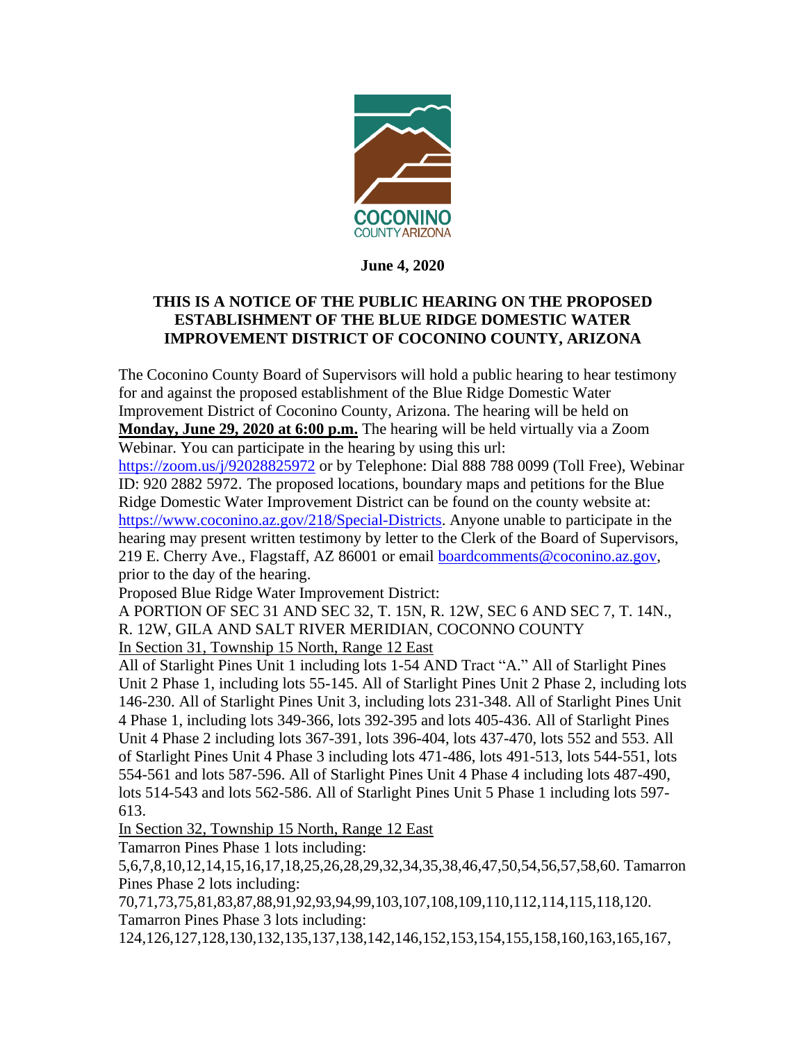**June 4, 2020**

## THIS IS A NOTICE OF THE PUBLIC HEARING ON THE PROPOSED ESTABLISHMENT OF THE BLUE RIDGE DOMESTIC WATER IMPROVEMENT DISTRICT OF COCONINO COUNTY, ARIZONA

The Coconino County Board of Supervisors will hold a public hearing to hear testimony for and against the proposed establishment of the Blue Ridge Domestic Water Improvement District of Coconino County, Arizona. The hearing will be held on **Monday, June 29, 2020 at 6:00 p.m.** The hearing will be held virtually via a Zoom Webinar. You can participate in the hearing by using this url: https://zoom.us/j/92028825972 or by Telephone: Dial 888 788 0099 (Toll Free), Webinar ID: 920 2882 5972. The proposed locations, boundary maps and petitions for the Blue Ridge Domestic Water Improvement District can be found on the county website at: https://www.coconino.az.gov/218/Special-Districts. Anyone unable to participate in the hearing may present written testimony by letter to the Clerk of the Board of Supervisors, 219 E. Cherry Ave., Flagstaff, AZ 86001 or email boardcomments@coconino.az.gov, prior to the day of the hearing.

Proposed Blue Ridge Water Improvement District:

A PORTION OF SEC 31 AND SEC 32, T. 15N, R. 12W, SEC 6 AND SEC 7, T. 14N., R. 12W, GILA AND SALT RIVER MERIDIAN, COCONNO COUNTY

In Section 31, Township 15 North, Range 12 East

All of Starlight Pines Unit 1 including lots 1-54 AND Tract "A." All of Starlight Pines Unit 2 Phase 1, including lots 55-145. All of Starlight Pines Unit 2 Phase 2, including lots 146-230. All of Starlight Pines Unit 3, including lots 231-348. All of Starlight Pines Unit 4 Phase 1, including lots 349-366, lots 392-395 and lots 405-436. All of Starlight Pines Unit 4 Phase 2 including lots 367-391, lots 396-404, lots 437-470, lots 552 and 553. All of Starlight Pines Unit 4 Phase 3 including lots 471-486, lots 491-513, lots 544-551, lots 554-561 and lots 587-596. All of Starlight Pines Unit 4 Phase 4 including lots 487-490, lots 514-543 and lots 562-586. All of Starlight Pines Unit 5 Phase 1 including lots 597-613.

In Section 32, Township 15 North, Range 12 East

Tamarron Pines Phase 1 lots including: 5,6,7,8,10,12,14,15,16,17,18,25,26,28,29,32,34,35,38,46,47,50,54,56,57,58,60. Tamarron Pines Phase 2 lots including: 70,71,73,75,81,83,87,88,91,92,93,94,99,103,107,108,109,110,112,114,115,118,120. Tamarron Pines Phase 3 lots including: 124,126,127,128,130,132,135,137,138,142,146,152,153,154,155,158,160,163,165,167,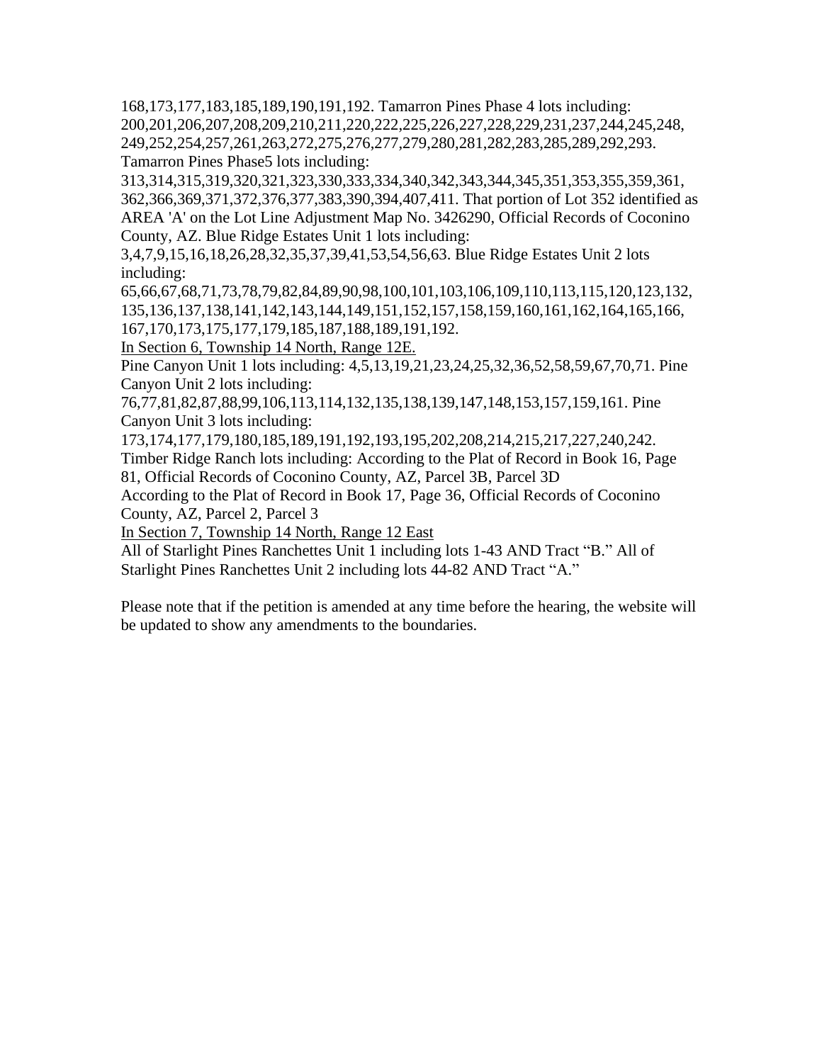168,173,177,183,185,189,190,191,192. Tamarron Pines Phase 4 lots including: 200,201,206,207,208,209,210,211,220,222,225,226,227,228,229,231,237,244,245,248, 249,252,254,257,261,263,272,275,276,277,279,280,281,282,283,285,289,292,293. Tamarron Pines Phase5 lots including: 313,314,315,319,320,321,323,330,333,334,340,342,343,344,345,351,353,355,359,361, 362,366,369,371,372,376,377,383,390,394,407,411. That portion of Lot 352 identified as AREA 'A' on the Lot Line Adjustment Map No. 3426290, Official Records of Coconino County, AZ. Blue Ridge Estates Unit 1 lots including: 3,4,7,9,15,16,18,26,28,32,35,37,39,41,53,54,56,63. Blue Ridge Estates Unit 2 lots including: 65,66,67,68,71,73,78,79,82,84,89,90,98,100,101,103,106,109,110,113,115,120,123,132, 135,136,137,138,141,142,143,144,149,151,152,157,158,159,160,161,162,164,165,166, 167,170,173,175,177,179,185,187,188,189,191,192.

<u>In Section 6, Township 14 North, Range 12E.</u>

Pine Canyon Unit 1 lots including: 4,5,13,19,21,23,24,25,32,36,52,58,59,67,70,71. Pine Canyon Unit 2 lots including: 76,77,81,82,87,88,99,106,113,114,132,135,138,139,147,148,153,157,159,161. Pine Canyon Unit 3 lots including: 173,174,177,179,180,185,189,191,192,193,195,202,208,214,215,217,227,240,242. Timber Ridge Ranch lots including: According to the Plat of Record in Book 16, Page 81, Official Records of Coconino County, AZ, Parcel 3B, Parcel 3D
According to the Plat of Record in Book 17, Page 36, Official Records of Coconino County, AZ, Parcel 2, Parcel 3

<u>In Section 7, Township 14 North, Range 12 East</u>

All of Starlight Pines Ranchettes Unit 1 including lots 1-43 AND Tract "B." All of Starlight Pines Ranchettes Unit 2 including lots 44-82 AND Tract "A."

Please note that if the petition is amended at any time before the hearing, the website will be updated to show any amendments to the boundaries.